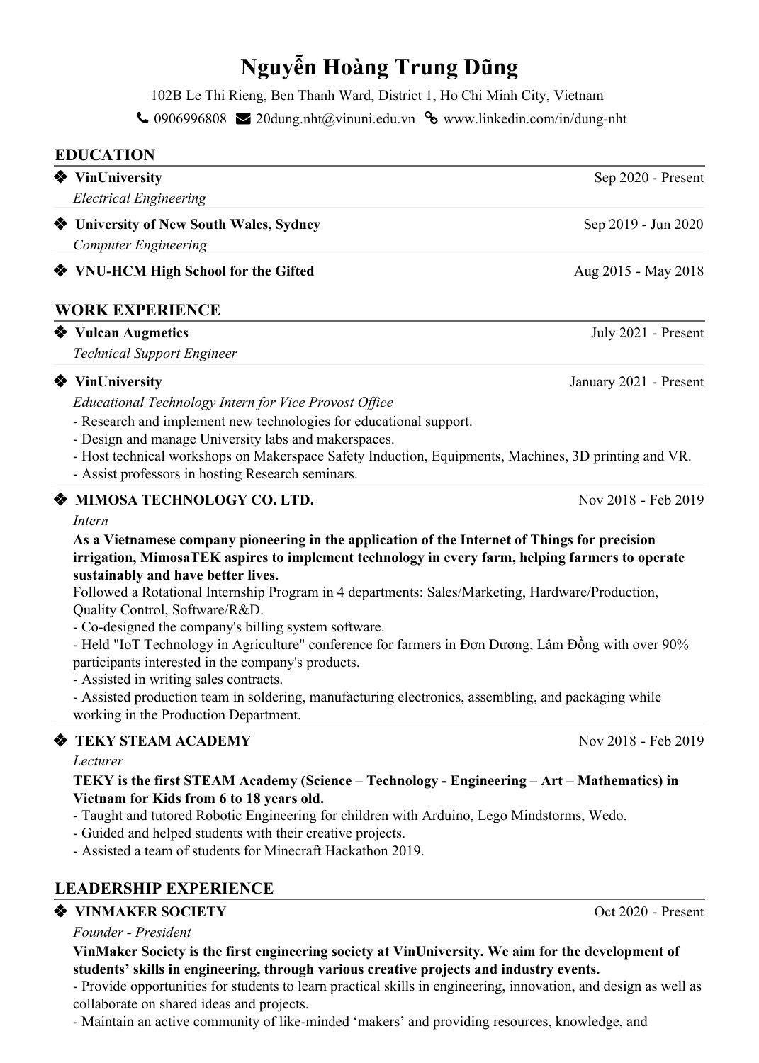# Nguyễn Hoàng Trung Dũng

102B Le Thi Rieng, Ben Thanh Ward, District 1, Ho Chi Minh City, Vietnam

0906996808 | 20dung.nht@vinuni.edu.vn | www.linkedin.com/in/dung-nht

## EDUCATION

❖ **VinUniversity** — Sep 2020 - Present
*Electrical Engineering*

❖ **University of New South Wales, Sydney** — Sep 2019 - Jun 2020
*Computer Engineering*

❖ **VNU-HCM High School for the Gifted** — Aug 2015 - May 2018

## WORK EXPERIENCE

❖ **Vulcan Augmetics** — July 2021 - Present
*Technical Support Engineer*

❖ **VinUniversity** — January 2021 - Present
*Educational Technology Intern for Vice Provost Office*
- Research and implement new technologies for educational support.
- Design and manage University labs and makerspaces.
- Host technical workshops on Makerspace Safety Induction, Equipments, Machines, 3D printing and VR.
- Assist professors in hosting Research seminars.

❖ **MIMOSA TECHNOLOGY CO. LTD.** — Nov 2018 - Feb 2019
*Intern*
**As a Vietnamese company pioneering in the application of the Internet of Things for precision irrigation, MimosaTEK aspires to implement technology in every farm, helping farmers to operate sustainably and have better lives.**
Followed a Rotational Internship Program in 4 departments: Sales/Marketing, Hardware/Production, Quality Control, Software/R&D.
- Co-designed the company's billing system software.
- Held "IoT Technology in Agriculture" conference for farmers in Đơn Dương, Lâm Đồng with over 90% participants interested in the company's products.
- Assisted in writing sales contracts.
- Assisted production team in soldering, manufacturing electronics, assembling, and packaging while working in the Production Department.

❖ **TEKY STEAM ACADEMY** — Nov 2018 - Feb 2019
*Lecturer*
**TEKY is the first STEAM Academy (Science – Technology - Engineering – Art – Mathematics) in Vietnam for Kids from 6 to 18 years old.**
- Taught and tutored Robotic Engineering for children with Arduino, Lego Mindstorms, Wedo.
- Guided and helped students with their creative projects.
- Assisted a team of students for Minecraft Hackathon 2019.

## LEADERSHIP EXPERIENCE

❖ **VINMAKER SOCIETY** — Oct 2020 - Present
*Founder - President*
**VinMaker Society is the first engineering society at VinUniversity. We aim for the development of students' skills in engineering, through various creative projects and industry events.**
- Provide opportunities for students to learn practical skills in engineering, innovation, and design as well as collaborate on shared ideas and projects.
- Maintain an active community of like-minded 'makers' and providing resources, knowledge, and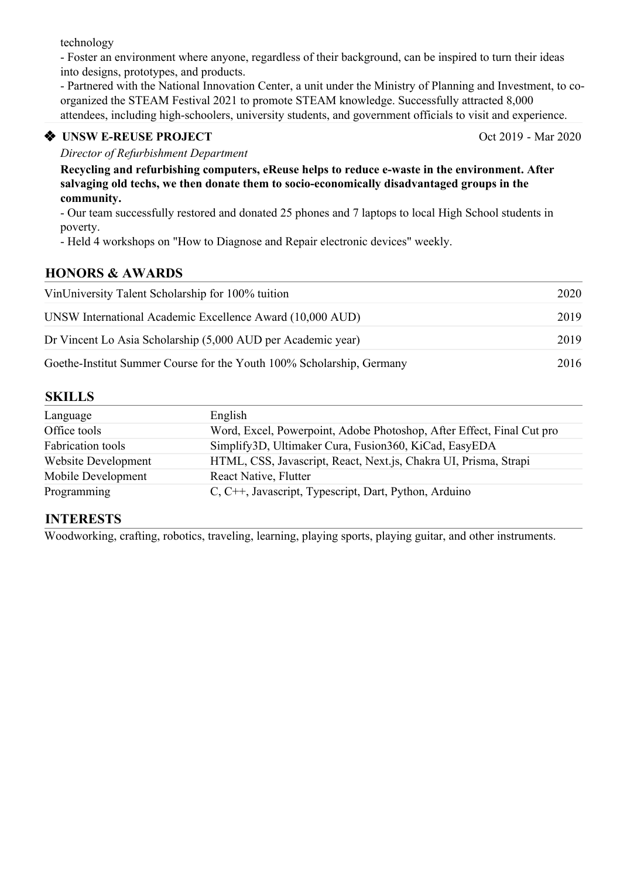technology

- Foster an environment where anyone, regardless of their background, can be inspired to turn their ideas into designs, prototypes, and products.
- Partnered with the National Innovation Center, a unit under the Ministry of Planning and Investment, to co-organized the STEAM Festival 2021 to promote STEAM knowledge. Successfully attracted 8,000 attendees, including high-schoolers, university students, and government officials to visit and experience.

### ❖ UNSW E-REUSE PROJECT — Oct 2019 - Mar 2020

*Director of Refurbishment Department*

**Recycling and refurbishing computers, eReuse helps to reduce e-waste in the environment. After salvaging old techs, we then donate them to socio-economically disadvantaged groups in the community.**

- Our team successfully restored and donated 25 phones and 7 laptops to local High School students in poverty.
- Held 4 workshops on "How to Diagnose and Repair electronic devices" weekly.

## HONORS & AWARDS

| | |
|---|---|
| VinUniversity Talent Scholarship for 100% tuition | 2020 |
| UNSW International Academic Excellence Award (10,000 AUD) | 2019 |
| Dr Vincent Lo Asia Scholarship (5,000 AUD per Academic year) | 2019 |
| Goethe-Institut Summer Course for the Youth 100% Scholarship, Germany | 2016 |

## SKILLS

| | |
|---|---|
| Language | English |
| Office tools | Word, Excel, Powerpoint, Adobe Photoshop, After Effect, Final Cut pro |
| Fabrication tools | Simplify3D, Ultimaker Cura, Fusion360, KiCad, EasyEDA |
| Website Development | HTML, CSS, Javascript, React, Next.js, Chakra UI, Prisma, Strapi |
| Mobile Development | React Native, Flutter |
| Programming | C, C++, Javascript, Typescript, Dart, Python, Arduino |

## INTERESTS

Woodworking, crafting, robotics, traveling, learning, playing sports, playing guitar, and other instruments.